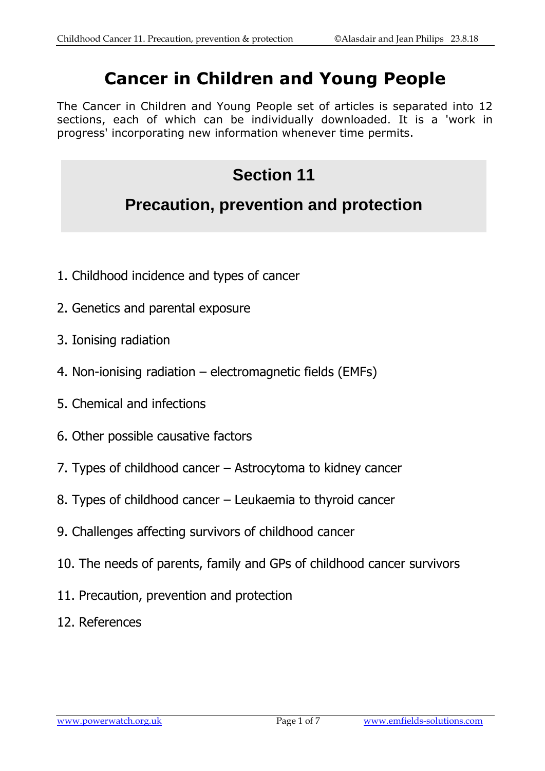# Cancer in Children and Young People

The Cancer in Children and Young People set of articles is separated into 12 sections, each of which can be individually downloaded. It is a 'work in progress' incorporating new information whenever time permits.

## Section 11

## Precaution, prevention and protection

1. Childhood incidence and types of cancer
2. Genetics and parental exposure
3. Ionising radiation
4. Non-ionising radiation – electromagnetic fields (EMFs)
5. Chemical and infections
6. Other possible causative factors
7. Types of childhood cancer – Astrocytoma to kidney cancer
8. Types of childhood cancer – Leukaemia to thyroid cancer
9. Challenges affecting survivors of childhood cancer
10. The needs of parents, family and GPs of childhood cancer survivors
11. Precaution, prevention and protection
12. References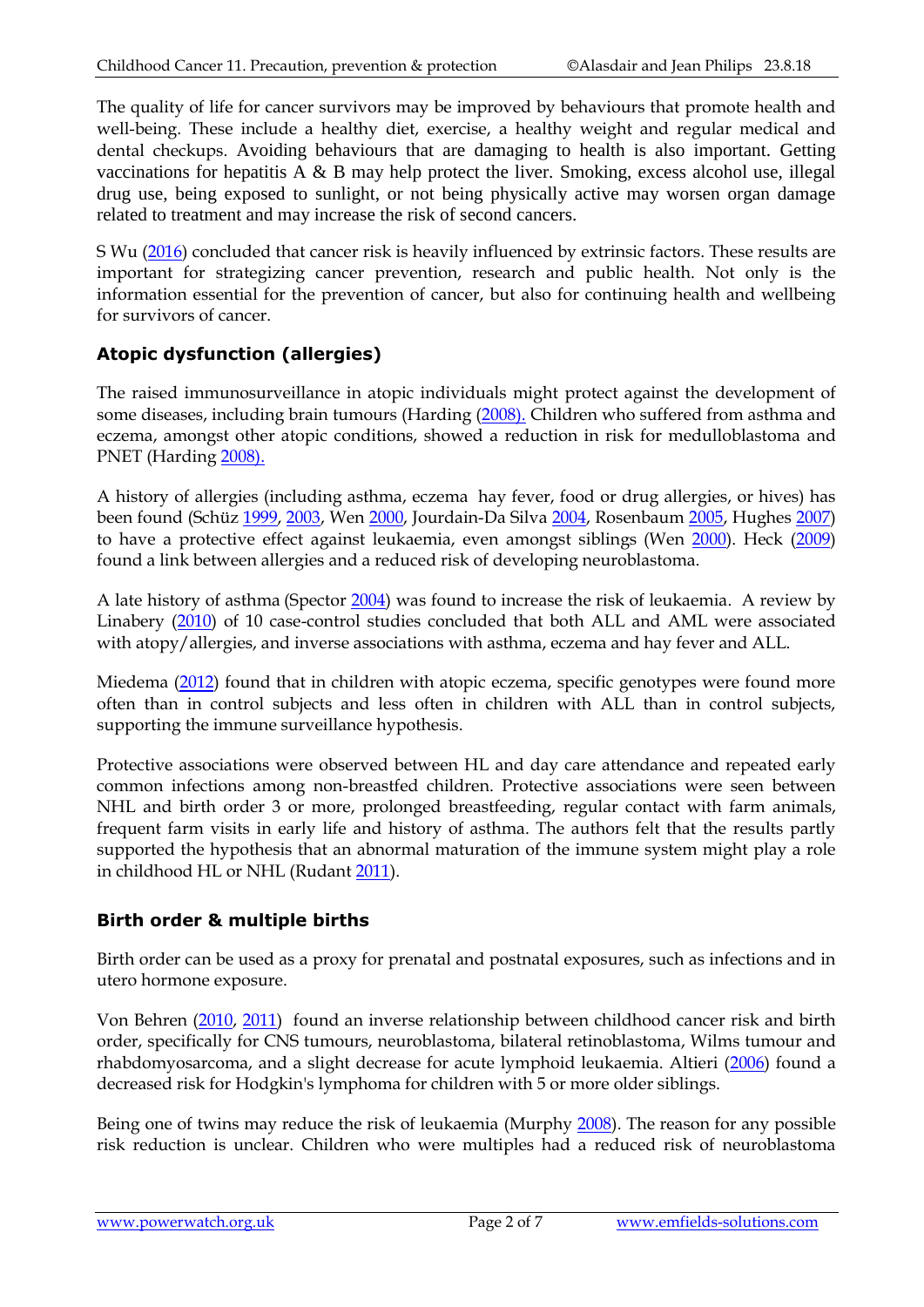The quality of life for cancer survivors may be improved by behaviours that promote health and well-being. These include a healthy diet, exercise, a healthy weight and regular medical and dental checkups. Avoiding behaviours that are damaging to health is also important. Getting vaccinations for hepatitis A & B may help protect the liver. Smoking, excess alcohol use, illegal drug use, being exposed to sunlight, or not being physically active may worsen organ damage related to treatment and may increase the risk of second cancers.

S Wu (2016) concluded that cancer risk is heavily influenced by extrinsic factors. These results are important for strategizing cancer prevention, research and public health. Not only is the information essential for the prevention of cancer, but also for continuing health and wellbeing for survivors of cancer.

## Atopic dysfunction (allergies)

The raised immunosurveillance in atopic individuals might protect against the development of some diseases, including brain tumours (Harding (2008). Children who suffered from asthma and eczema, amongst other atopic conditions, showed a reduction in risk for medulloblastoma and PNET (Harding 2008).

A history of allergies (including asthma, eczema hay fever, food or drug allergies, or hives) has been found (Schüz 1999, 2003, Wen 2000, Jourdain-Da Silva 2004, Rosenbaum 2005, Hughes 2007) to have a protective effect against leukaemia, even amongst siblings (Wen 2000). Heck (2009) found a link between allergies and a reduced risk of developing neuroblastoma.

A late history of asthma (Spector 2004) was found to increase the risk of leukaemia. A review by Linabery (2010) of 10 case-control studies concluded that both ALL and AML were associated with atopy/allergies, and inverse associations with asthma, eczema and hay fever and ALL.

Miedema (2012) found that in children with atopic eczema, specific genotypes were found more often than in control subjects and less often in children with ALL than in control subjects, supporting the immune surveillance hypothesis.

Protective associations were observed between HL and day care attendance and repeated early common infections among non-breastfed children. Protective associations were seen between NHL and birth order 3 or more, prolonged breastfeeding, regular contact with farm animals, frequent farm visits in early life and history of asthma. The authors felt that the results partly supported the hypothesis that an abnormal maturation of the immune system might play a role in childhood HL or NHL (Rudant 2011).

## Birth order & multiple births

Birth order can be used as a proxy for prenatal and postnatal exposures, such as infections and in utero hormone exposure.

Von Behren (2010, 2011) found an inverse relationship between childhood cancer risk and birth order, specifically for CNS tumours, neuroblastoma, bilateral retinoblastoma, Wilms tumour and rhabdomyosarcoma, and a slight decrease for acute lymphoid leukaemia. Altieri (2006) found a decreased risk for Hodgkin's lymphoma for children with 5 or more older siblings.

Being one of twins may reduce the risk of leukaemia (Murphy 2008). The reason for any possible risk reduction is unclear. Children who were multiples had a reduced risk of neuroblastoma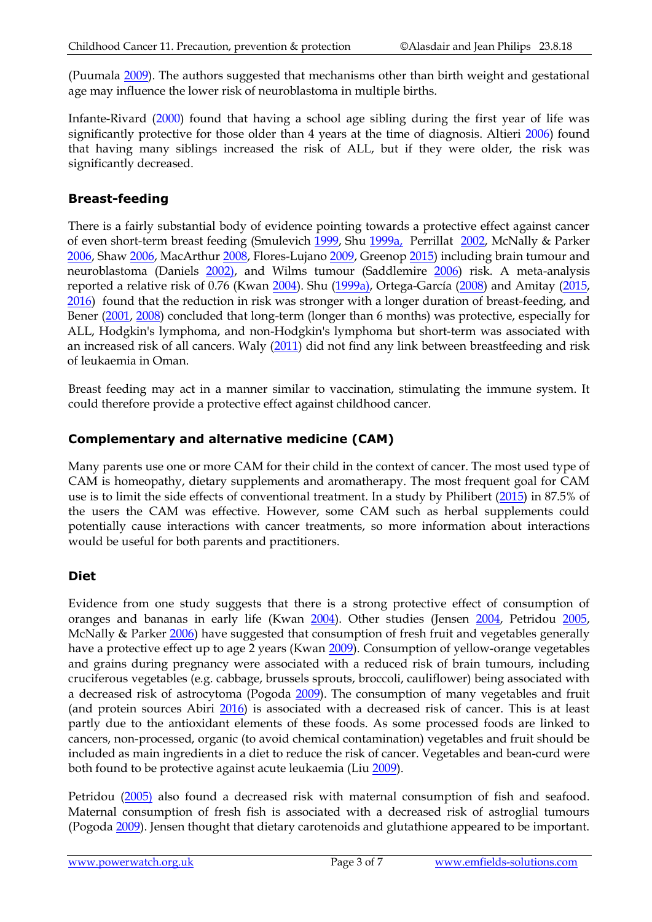(Puumala 2009). The authors suggested that mechanisms other than birth weight and gestational age may influence the lower risk of neuroblastoma in multiple births.

Infante-Rivard (2000) found that having a school age sibling during the first year of life was significantly protective for those older than 4 years at the time of diagnosis. Altieri 2006) found that having many siblings increased the risk of ALL, but if they were older, the risk was significantly decreased.

### Breast-feeding

There is a fairly substantial body of evidence pointing towards a protective effect against cancer of even short-term breast feeding (Smulevich 1999, Shu 1999a, Perrillat 2002, McNally & Parker 2006, Shaw 2006, MacArthur 2008, Flores-Lujano 2009, Greenop 2015) including brain tumour and neuroblastoma (Daniels 2002), and Wilms tumour (Saddlemire 2006) risk. A meta-analysis reported a relative risk of 0.76 (Kwan 2004). Shu (1999a), Ortega-García (2008) and Amitay (2015, 2016) found that the reduction in risk was stronger with a longer duration of breast-feeding, and Bener (2001, 2008) concluded that long-term (longer than 6 months) was protective, especially for ALL, Hodgkin's lymphoma, and non-Hodgkin's lymphoma but short-term was associated with an increased risk of all cancers. Waly (2011) did not find any link between breastfeeding and risk of leukaemia in Oman.

Breast feeding may act in a manner similar to vaccination, stimulating the immune system. It could therefore provide a protective effect against childhood cancer.

### Complementary and alternative medicine (CAM)

Many parents use one or more CAM for their child in the context of cancer. The most used type of CAM is homeopathy, dietary supplements and aromatherapy. The most frequent goal for CAM use is to limit the side effects of conventional treatment. In a study by Philibert (2015) in 87.5% of the users the CAM was effective. However, some CAM such as herbal supplements could potentially cause interactions with cancer treatments, so more information about interactions would be useful for both parents and practitioners.

### Diet

Evidence from one study suggests that there is a strong protective effect of consumption of oranges and bananas in early life (Kwan 2004). Other studies (Jensen 2004, Petridou 2005, McNally & Parker 2006) have suggested that consumption of fresh fruit and vegetables generally have a protective effect up to age 2 years (Kwan 2009). Consumption of yellow-orange vegetables and grains during pregnancy were associated with a reduced risk of brain tumours, including cruciferous vegetables (e.g. cabbage, brussels sprouts, broccoli, cauliflower) being associated with a decreased risk of astrocytoma (Pogoda 2009). The consumption of many vegetables and fruit (and protein sources Abiri 2016) is associated with a decreased risk of cancer. This is at least partly due to the antioxidant elements of these foods. As some processed foods are linked to cancers, non-processed, organic (to avoid chemical contamination) vegetables and fruit should be included as main ingredients in a diet to reduce the risk of cancer. Vegetables and bean-curd were both found to be protective against acute leukaemia (Liu 2009).

Petridou (2005) also found a decreased risk with maternal consumption of fish and seafood. Maternal consumption of fresh fish is associated with a decreased risk of astroglial tumours (Pogoda 2009). Jensen thought that dietary carotenoids and glutathione appeared to be important.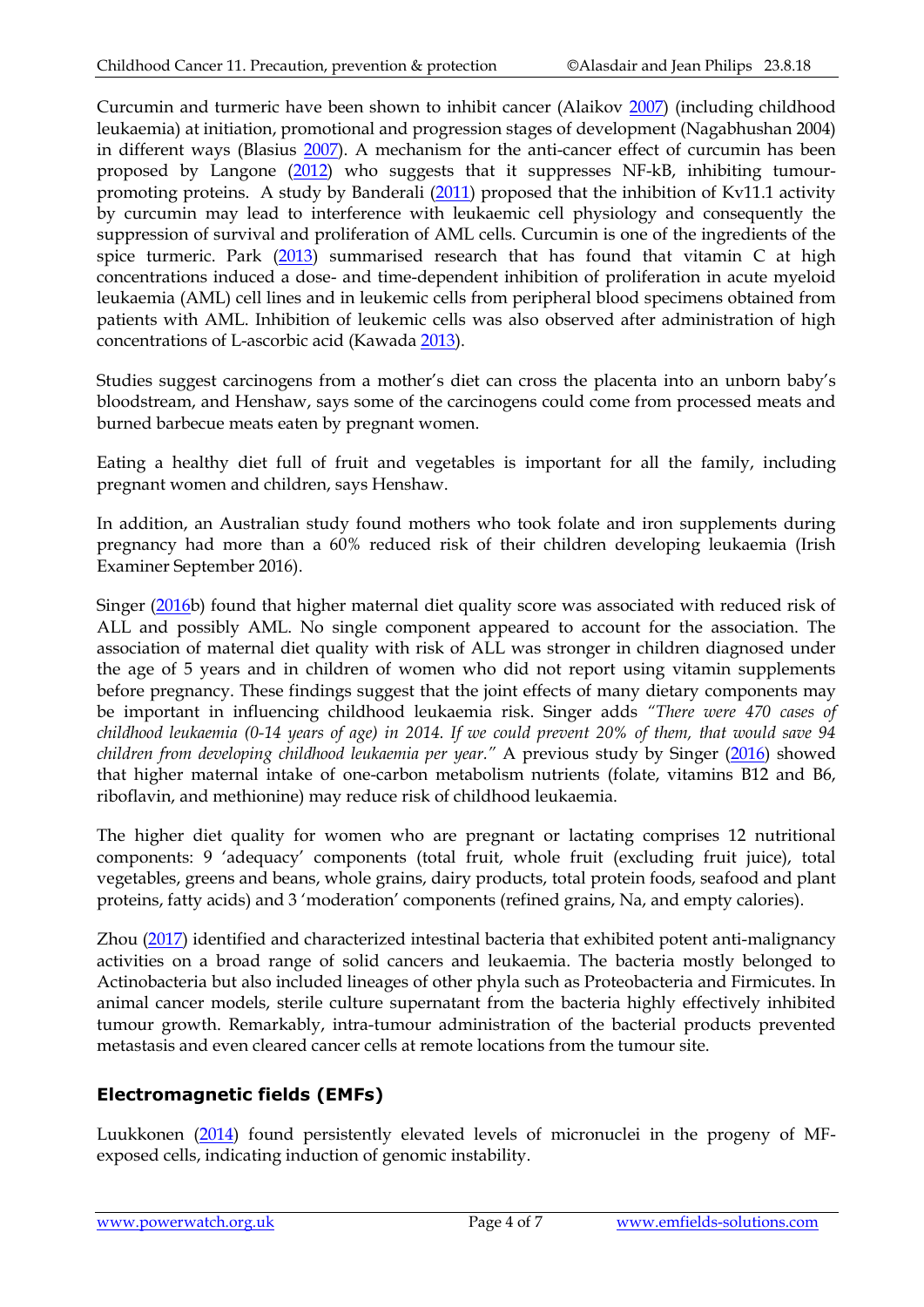Curcumin and turmeric have been shown to inhibit cancer (Alaikov 2007) (including childhood leukaemia) at initiation, promotional and progression stages of development (Nagabhushan 2004) in different ways (Blasius 2007). A mechanism for the anti-cancer effect of curcumin has been proposed by Langone (2012) who suggests that it suppresses NF-kB, inhibiting tumour-promoting proteins. A study by Banderali (2011) proposed that the inhibition of Kv11.1 activity by curcumin may lead to interference with leukaemic cell physiology and consequently the suppression of survival and proliferation of AML cells. Curcumin is one of the ingredients of the spice turmeric. Park (2013) summarised research that has found that vitamin C at high concentrations induced a dose- and time-dependent inhibition of proliferation in acute myeloid leukaemia (AML) cell lines and in leukemic cells from peripheral blood specimens obtained from patients with AML. Inhibition of leukemic cells was also observed after administration of high concentrations of L-ascorbic acid (Kawada 2013).

Studies suggest carcinogens from a mother's diet can cross the placenta into an unborn baby's bloodstream, and Henshaw, says some of the carcinogens could come from processed meats and burned barbecue meats eaten by pregnant women.

Eating a healthy diet full of fruit and vegetables is important for all the family, including pregnant women and children, says Henshaw.

In addition, an Australian study found mothers who took folate and iron supplements during pregnancy had more than a 60% reduced risk of their children developing leukaemia (Irish Examiner September 2016).

Singer (2016b) found that higher maternal diet quality score was associated with reduced risk of ALL and possibly AML. No single component appeared to account for the association. The association of maternal diet quality with risk of ALL was stronger in children diagnosed under the age of 5 years and in children of women who did not report using vitamin supplements before pregnancy. These findings suggest that the joint effects of many dietary components may be important in influencing childhood leukaemia risk. Singer adds *"There were 470 cases of childhood leukaemia (0-14 years of age) in 2014. If we could prevent 20% of them, that would save 94 children from developing childhood leukaemia per year."* A previous study by Singer (2016) showed that higher maternal intake of one-carbon metabolism nutrients (folate, vitamins B12 and B6, riboflavin, and methionine) may reduce risk of childhood leukaemia.

The higher diet quality for women who are pregnant or lactating comprises 12 nutritional components: 9 'adequacy' components (total fruit, whole fruit (excluding fruit juice), total vegetables, greens and beans, whole grains, dairy products, total protein foods, seafood and plant proteins, fatty acids) and 3 'moderation' components (refined grains, Na, and empty calories).

Zhou (2017) identified and characterized intestinal bacteria that exhibited potent anti-malignancy activities on a broad range of solid cancers and leukaemia. The bacteria mostly belonged to Actinobacteria but also included lineages of other phyla such as Proteobacteria and Firmicutes. In animal cancer models, sterile culture supernatant from the bacteria highly effectively inhibited tumour growth. Remarkably, intra-tumour administration of the bacterial products prevented metastasis and even cleared cancer cells at remote locations from the tumour site.

## Electromagnetic fields (EMFs)

Luukkonen (2014) found persistently elevated levels of micronuclei in the progeny of MF-exposed cells, indicating induction of genomic instability.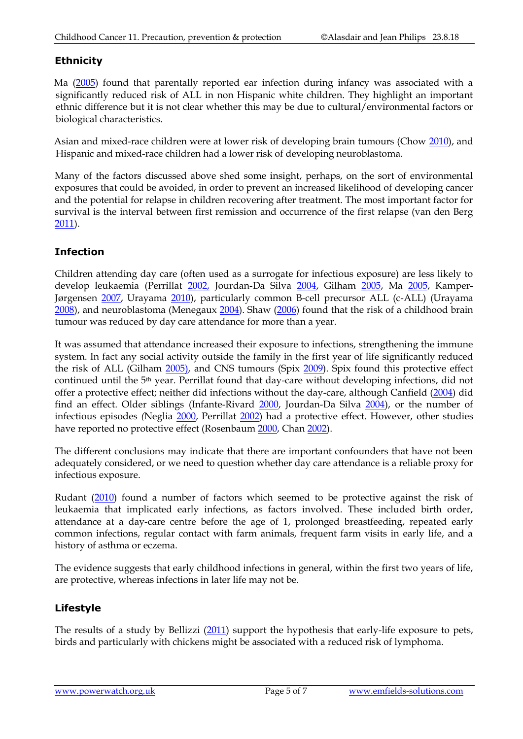## Ethnicity

Ma (2005) found that parentally reported ear infection during infancy was associated with a significantly reduced risk of ALL in non Hispanic white children. They highlight an important ethnic difference but it is not clear whether this may be due to cultural/environmental factors or biological characteristics.

Asian and mixed-race children were at lower risk of developing brain tumours (Chow 2010), and Hispanic and mixed-race children had a lower risk of developing neuroblastoma.

Many of the factors discussed above shed some insight, perhaps, on the sort of environmental exposures that could be avoided, in order to prevent an increased likelihood of developing cancer and the potential for relapse in children recovering after treatment. The most important factor for survival is the interval between first remission and occurrence of the first relapse (van den Berg 2011).

## Infection

Children attending day care (often used as a surrogate for infectious exposure) are less likely to develop leukaemia (Perrillat 2002, Jourdan-Da Silva 2004, Gilham 2005, Ma 2005, Kamper-Jørgensen 2007, Urayama 2010), particularly common B-cell precursor ALL (c-ALL) (Urayama 2008), and neuroblastoma (Menegaux 2004). Shaw (2006) found that the risk of a childhood brain tumour was reduced by day care attendance for more than a year.

It was assumed that attendance increased their exposure to infections, strengthening the immune system. In fact any social activity outside the family in the first year of life significantly reduced the risk of ALL (Gilham 2005), and CNS tumours (Spix 2009). Spix found this protective effect continued until the 5th year. Perrillat found that day-care without developing infections, did not offer a protective effect; neither did infections without the day-care, although Canfield (2004) did find an effect. Older siblings (Infante-Rivard 2000, Jourdan-Da Silva 2004), or the number of infectious episodes (Neglia 2000, Perrillat 2002) had a protective effect. However, other studies have reported no protective effect (Rosenbaum 2000, Chan 2002).

The different conclusions may indicate that there are important confounders that have not been adequately considered, or we need to question whether day care attendance is a reliable proxy for infectious exposure.

Rudant (2010) found a number of factors which seemed to be protective against the risk of leukaemia that implicated early infections, as factors involved. These included birth order, attendance at a day-care centre before the age of 1, prolonged breastfeeding, repeated early common infections, regular contact with farm animals, frequent farm visits in early life, and a history of asthma or eczema.

The evidence suggests that early childhood infections in general, within the first two years of life, are protective, whereas infections in later life may not be.

## Lifestyle

The results of a study by Bellizzi (2011) support the hypothesis that early-life exposure to pets, birds and particularly with chickens might be associated with a reduced risk of lymphoma.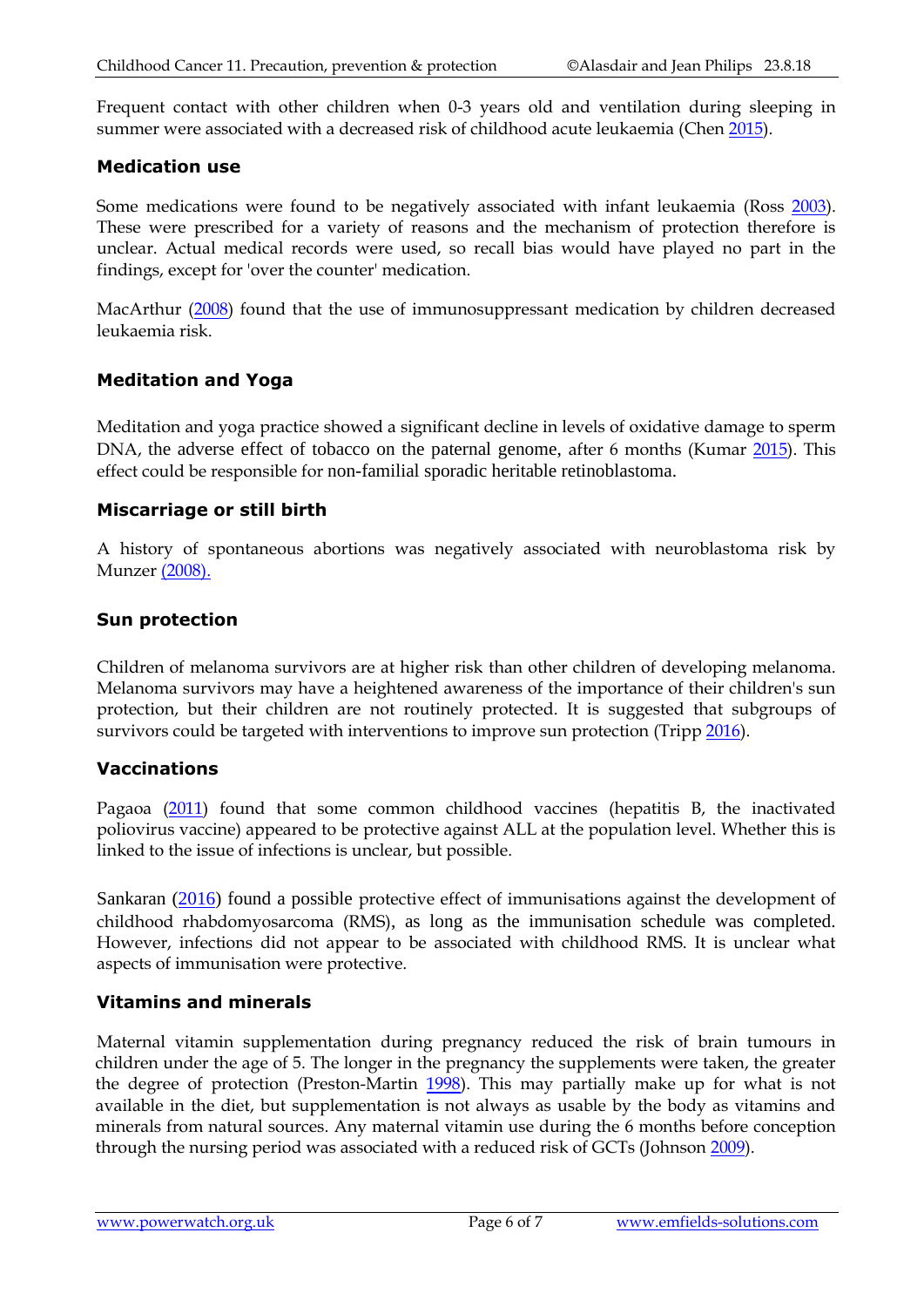Frequent contact with other children when 0-3 years old and ventilation during sleeping in summer were associated with a decreased risk of childhood acute leukaemia (Chen 2015).

### Medication use

Some medications were found to be negatively associated with infant leukaemia (Ross 2003). These were prescribed for a variety of reasons and the mechanism of protection therefore is unclear. Actual medical records were used, so recall bias would have played no part in the findings, except for 'over the counter' medication.

MacArthur (2008) found that the use of immunosuppressant medication by children decreased leukaemia risk.

### Meditation and Yoga

Meditation and yoga practice showed a significant decline in levels of oxidative damage to sperm DNA, the adverse effect of tobacco on the paternal genome, after 6 months (Kumar 2015). This effect could be responsible for non-familial sporadic heritable retinoblastoma.

### Miscarriage or still birth

A history of spontaneous abortions was negatively associated with neuroblastoma risk by Munzer (2008).

### Sun protection

Children of melanoma survivors are at higher risk than other children of developing melanoma. Melanoma survivors may have a heightened awareness of the importance of their children's sun protection, but their children are not routinely protected. It is suggested that subgroups of survivors could be targeted with interventions to improve sun protection (Tripp 2016).

### Vaccinations

Pagaoa (2011) found that some common childhood vaccines (hepatitis B, the inactivated poliovirus vaccine) appeared to be protective against ALL at the population level. Whether this is linked to the issue of infections is unclear, but possible.

Sankaran (2016) found a possible protective effect of immunisations against the development of childhood rhabdomyosarcoma (RMS), as long as the immunisation schedule was completed. However, infections did not appear to be associated with childhood RMS. It is unclear what aspects of immunisation were protective.

### Vitamins and minerals

Maternal vitamin supplementation during pregnancy reduced the risk of brain tumours in children under the age of 5. The longer in the pregnancy the supplements were taken, the greater the degree of protection (Preston-Martin 1998). This may partially make up for what is not available in the diet, but supplementation is not always as usable by the body as vitamins and minerals from natural sources. Any maternal vitamin use during the 6 months before conception through the nursing period was associated with a reduced risk of GCTs (Johnson 2009).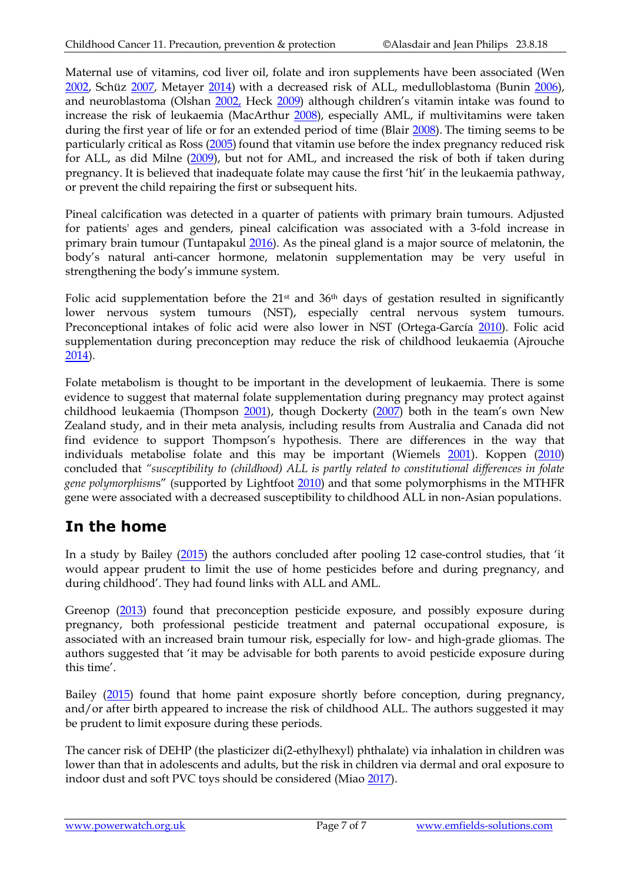Maternal use of vitamins, cod liver oil, folate and iron supplements have been associated (Wen 2002, Schüz 2007, Metayer 2014) with a decreased risk of ALL, medulloblastoma (Bunin 2006), and neuroblastoma (Olshan 2002, Heck 2009) although children's vitamin intake was found to increase the risk of leukaemia (MacArthur 2008), especially AML, if multivitamins were taken during the first year of life or for an extended period of time (Blair 2008). The timing seems to be particularly critical as Ross (2005) found that vitamin use before the index pregnancy reduced risk for ALL, as did Milne (2009), but not for AML, and increased the risk of both if taken during pregnancy. It is believed that inadequate folate may cause the first 'hit' in the leukaemia pathway, or prevent the child repairing the first or subsequent hits.

Pineal calcification was detected in a quarter of patients with primary brain tumours. Adjusted for patients' ages and genders, pineal calcification was associated with a 3-fold increase in primary brain tumour (Tuntapakul 2016). As the pineal gland is a major source of melatonin, the body's natural anti-cancer hormone, melatonin supplementation may be very useful in strengthening the body's immune system.

Folic acid supplementation before the 21st and 36th days of gestation resulted in significantly lower nervous system tumours (NST), especially central nervous system tumours. Preconceptional intakes of folic acid were also lower in NST (Ortega-García 2010). Folic acid supplementation during preconception may reduce the risk of childhood leukaemia (Ajrouche 2014).

Folate metabolism is thought to be important in the development of leukaemia. There is some evidence to suggest that maternal folate supplementation during pregnancy may protect against childhood leukaemia (Thompson 2001), though Dockerty (2007) both in the team's own New Zealand study, and in their meta analysis, including results from Australia and Canada did not find evidence to support Thompson's hypothesis. There are differences in the way that individuals metabolise folate and this may be important (Wiemels 2001). Koppen (2010) concluded that *"susceptibility to (childhood) ALL is partly related to constitutional differences in folate gene polymorphisms"* (supported by Lightfoot 2010) and that some polymorphisms in the MTHFR gene were associated with a decreased susceptibility to childhood ALL in non-Asian populations.

## In the home

In a study by Bailey (2015) the authors concluded after pooling 12 case-control studies, that 'it would appear prudent to limit the use of home pesticides before and during pregnancy, and during childhood'. They had found links with ALL and AML.

Greenop (2013) found that preconception pesticide exposure, and possibly exposure during pregnancy, both professional pesticide treatment and paternal occupational exposure, is associated with an increased brain tumour risk, especially for low- and high-grade gliomas. The authors suggested that 'it may be advisable for both parents to avoid pesticide exposure during this time'.

Bailey (2015) found that home paint exposure shortly before conception, during pregnancy, and/or after birth appeared to increase the risk of childhood ALL. The authors suggested it may be prudent to limit exposure during these periods.

The cancer risk of DEHP (the plasticizer di(2-ethylhexyl) phthalate) via inhalation in children was lower than that in adolescents and adults, but the risk in children via dermal and oral exposure to indoor dust and soft PVC toys should be considered (Miao 2017).